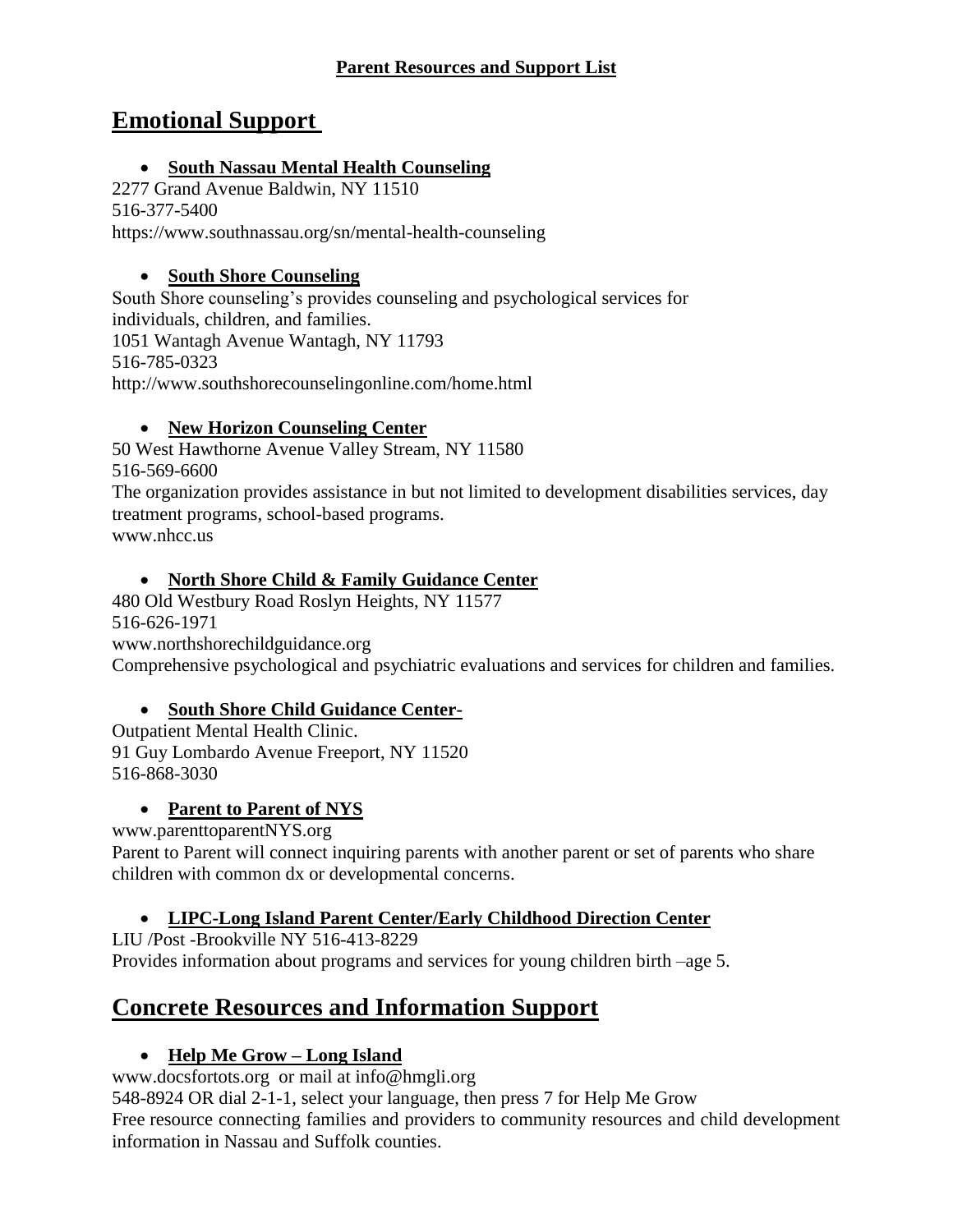**Parent Resources and Support List**

# Emotional Support

- **South Nassau Mental Health Counseling**

2277 Grand Avenue Baldwin, NY 11510
516-377-5400
https://www.southnassau.org/sn/mental-health-counseling

- **South Shore Counseling**

South Shore counseling's provides counseling and psychological services for individuals, children, and families.
1051 Wantagh Avenue Wantagh, NY 11793
516-785-0323
http://www.southshorecounselingonline.com/home.html

- **New Horizon Counseling Center**

50 West Hawthorne Avenue Valley Stream, NY 11580
516-569-6600
The organization provides assistance in but not limited to development disabilities services, day treatment programs, school-based programs.
www.nhcc.us

- **North Shore Child & Family Guidance Center**

480 Old Westbury Road Roslyn Heights, NY 11577
516-626-1971
www.northshorechildguidance.org
Comprehensive psychological and psychiatric evaluations and services for children and families.

- **South Shore Child Guidance Center-**

Outpatient Mental Health Clinic.
91 Guy Lombardo Avenue Freeport, NY 11520
516-868-3030

- **Parent to Parent of NYS**

www.parenttoparentNYS.org
Parent to Parent will connect inquiring parents with another parent or set of parents who share children with common dx or developmental concerns.

- **LIPC-Long Island Parent Center/Early Childhood Direction Center**

LIU /Post -Brookville NY 516-413-8229
Provides information about programs and services for young children birth –age 5.

# Concrete Resources and Information Support

- **Help Me Grow – Long Island**

www.docsfortots.org or mail at info@hmgli.org
548-8924 OR dial 2-1-1, select your language, then press 7 for Help Me Grow
Free resource connecting families and providers to community resources and child development information in Nassau and Suffolk counties.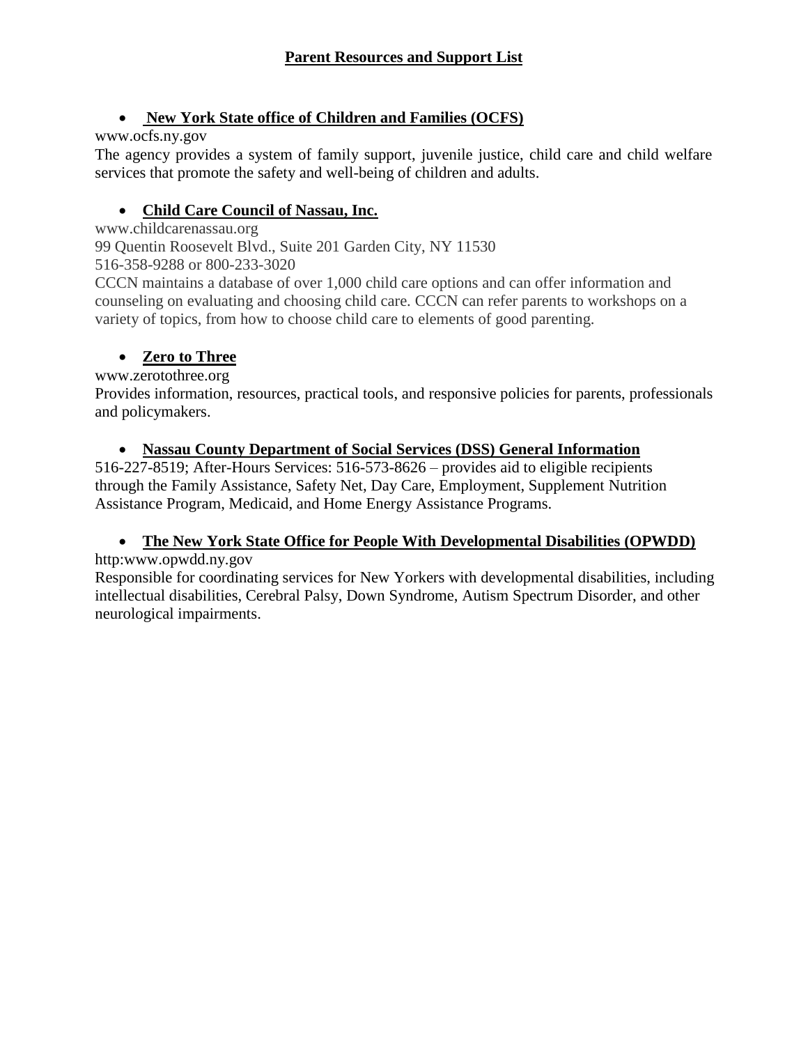## Parent Resources and Support List

- **New York State office of Children and Families (OCFS)**

www.ocfs.ny.gov
The agency provides a system of family support, juvenile justice, child care and child welfare services that promote the safety and well-being of children and adults.

- **Child Care Council of Nassau, Inc.**

www.childcarenassau.org
99 Quentin Roosevelt Blvd., Suite 201 Garden City, NY 11530
516-358-9288 or 800-233-3020
CCCN maintains a database of over 1,000 child care options and can offer information and counseling on evaluating and choosing child care. CCCN can refer parents to workshops on a variety of topics, from how to choose child care to elements of good parenting.

- **Zero to Three**

www.zerotothree.org
Provides information, resources, practical tools, and responsive policies for parents, professionals and policymakers.

- **Nassau County Department of Social Services (DSS) General Information**

516-227-8519; After-Hours Services: 516-573-8626 – provides aid to eligible recipients through the Family Assistance, Safety Net, Day Care, Employment, Supplement Nutrition Assistance Program, Medicaid, and Home Energy Assistance Programs.

- **The New York State Office for People With Developmental Disabilities (OPWDD)**

http:www.opwdd.ny.gov
Responsible for coordinating services for New Yorkers with developmental disabilities, including intellectual disabilities, Cerebral Palsy, Down Syndrome, Autism Spectrum Disorder, and other neurological impairments.